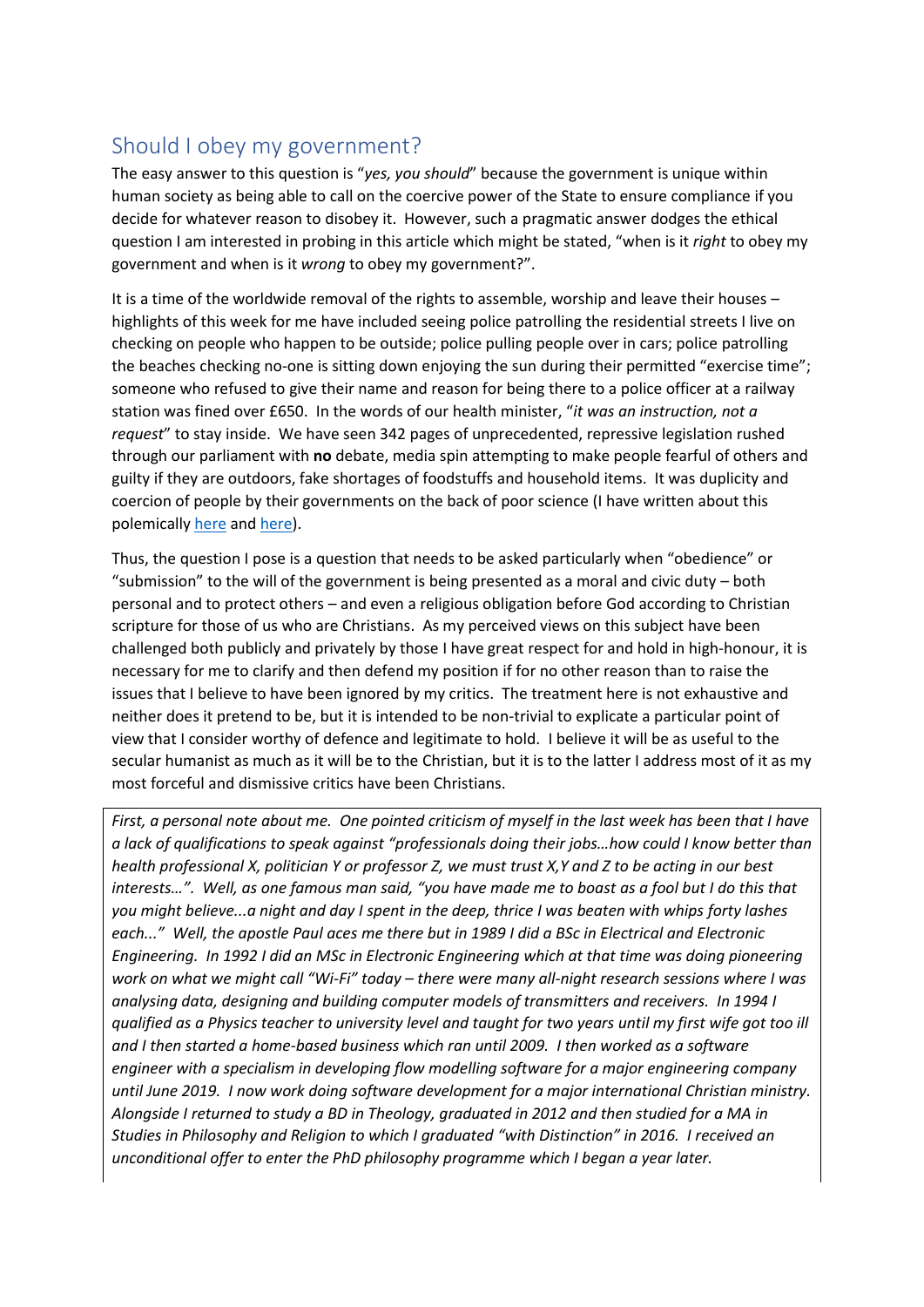## Should I obey my government?

The easy answer to this question is "*yes, you should*" because the government is unique within human society as being able to call on the coercive power of the State to ensure compliance if you decide for whatever reason to disobey it. However, such a pragmatic answer dodges the ethical question I am interested in probing in this article which might be stated, "when is it *right* to obey my government and when is it *wrong* to obey my government?".

It is a time of the worldwide removal of the rights to assemble, worship and leave their houses – highlights of this week for me have included seeing police patrolling the residential streets I live on checking on people who happen to be outside; police pulling people over in cars; police patrolling the beaches checking no-one is sitting down enjoying the sun during their permitted "exercise time"; someone who refused to give their name and reason for being there to a police officer at a railway station was fined over £650. In the words of our health minister, "*it was an instruction, not a request*" to stay inside. We have seen 342 pages of unprecedented, repressive legislation rushed through our parliament with **no** debate, media spin attempting to make people fearful of others and guilty if they are outdoors, fake shortages of foodstuffs and household items. It was duplicity and coercion of people by their governments on the back of poor science (I have written about this polemically here and here).

Thus, the question I pose is a question that needs to be asked particularly when "obedience" or "submission" to the will of the government is being presented as a moral and civic duty – both personal and to protect others – and even a religious obligation before God according to Christian scripture for those of us who are Christians. As my perceived views on this subject have been challenged both publicly and privately by those I have great respect for and hold in high-honour, it is necessary for me to clarify and then defend my position if for no other reason than to raise the issues that I believe to have been ignored by my critics. The treatment here is not exhaustive and neither does it pretend to be, but it is intended to be non-trivial to explicate a particular point of view that I consider worthy of defence and legitimate to hold. I believe it will be as useful to the secular humanist as much as it will be to the Christian, but it is to the latter I address most of it as my most forceful and dismissive critics have been Christians.

*First, a personal note about me. One pointed criticism of myself in the last week has been that I have a lack of qualifications to speak against "professionals doing their jobs…how could I know better than health professional X, politician Y or professor Z, we must trust X,Y and Z to be acting in our best interests…". Well, as one famous man said, "you have made me to boast as a fool but I do this that you might believe...a night and day I spent in the deep, thrice I was beaten with whips forty lashes each..." Well, the apostle Paul aces me there but in 1989 I did a BSc in Electrical and Electronic Engineering. In 1992 I did an MSc in Electronic Engineering which at that time was doing pioneering work on what we might call "Wi-Fi" today – there were many all-night research sessions where I was analysing data, designing and building computer models of transmitters and receivers. In 1994 I qualified as a Physics teacher to university level and taught for two years until my first wife got too ill and I then started a home-based business which ran until 2009. I then worked as a software engineer with a specialism in developing flow modelling software for a major engineering company until June 2019. I now work doing software development for a major international Christian ministry. Alongside I returned to study a BD in Theology, graduated in 2012 and then studied for a MA in Studies in Philosophy and Religion to which I graduated "with Distinction" in 2016. I received an unconditional offer to enter the PhD philosophy programme which I began a year later.*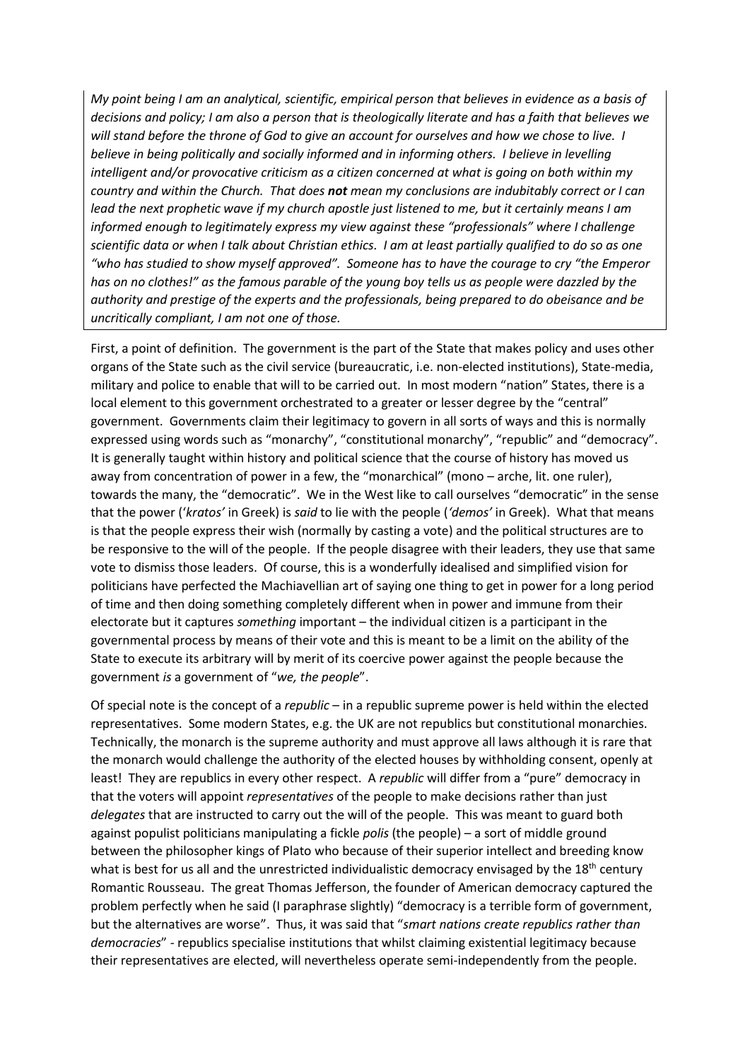*My point being I am an analytical, scientific, empirical person that believes in evidence as a basis of decisions and policy; I am also a person that is theologically literate and has a faith that believes we will stand before the throne of God to give an account for ourselves and how we chose to live. I believe in being politically and socially informed and in informing others. I believe in levelling intelligent and/or provocative criticism as a citizen concerned at what is going on both within my country and within the Church. That does* ***not*** *mean my conclusions are indubitably correct or I can lead the next prophetic wave if my church apostle just listened to me, but it certainly means I am informed enough to legitimately express my view against these "professionals" where I challenge scientific data or when I talk about Christian ethics. I am at least partially qualified to do so as one "who has studied to show myself approved". Someone has to have the courage to cry "the Emperor has on no clothes!" as the famous parable of the young boy tells us as people were dazzled by the authority and prestige of the experts and the professionals, being prepared to do obeisance and be uncritically compliant, I am not one of those.*

First, a point of definition. The government is the part of the State that makes policy and uses other organs of the State such as the civil service (bureaucratic, i.e. non-elected institutions), State-media, military and police to enable that will to be carried out. In most modern "nation" States, there is a local element to this government orchestrated to a greater or lesser degree by the "central" government. Governments claim their legitimacy to govern in all sorts of ways and this is normally expressed using words such as "monarchy", "constitutional monarchy", "republic" and "democracy". It is generally taught within history and political science that the course of history has moved us away from concentration of power in a few, the "monarchical" (mono – arche, lit. one ruler), towards the many, the "democratic". We in the West like to call ourselves "democratic" in the sense that the power (*'kratos'* in Greek) is *said* to lie with the people (*'demos'* in Greek). What that means is that the people express their wish (normally by casting a vote) and the political structures are to be responsive to the will of the people. If the people disagree with their leaders, they use that same vote to dismiss those leaders. Of course, this is a wonderfully idealised and simplified vision for politicians have perfected the Machiavellian art of saying one thing to get in power for a long period of time and then doing something completely different when in power and immune from their electorate but it captures *something* important – the individual citizen is a participant in the governmental process by means of their vote and this is meant to be a limit on the ability of the State to execute its arbitrary will by merit of its coercive power against the people because the government *is* a government of "*we, the people*".

Of special note is the concept of a *republic* – in a republic supreme power is held within the elected representatives. Some modern States, e.g. the UK are not republics but constitutional monarchies. Technically, the monarch is the supreme authority and must approve all laws although it is rare that the monarch would challenge the authority of the elected houses by withholding consent, openly at least! They are republics in every other respect. A *republic* will differ from a "pure" democracy in that the voters will appoint *representatives* of the people to make decisions rather than just *delegates* that are instructed to carry out the will of the people. This was meant to guard both against populist politicians manipulating a fickle *polis* (the people) – a sort of middle ground between the philosopher kings of Plato who because of their superior intellect and breeding know what is best for us all and the unrestricted individualistic democracy envisaged by the 18th century Romantic Rousseau. The great Thomas Jefferson, the founder of American democracy captured the problem perfectly when he said (I paraphrase slightly) "democracy is a terrible form of government, but the alternatives are worse". Thus, it was said that "*smart nations create republics rather than democracies*" - republics specialise institutions that whilst claiming existential legitimacy because their representatives are elected, will nevertheless operate semi-independently from the people.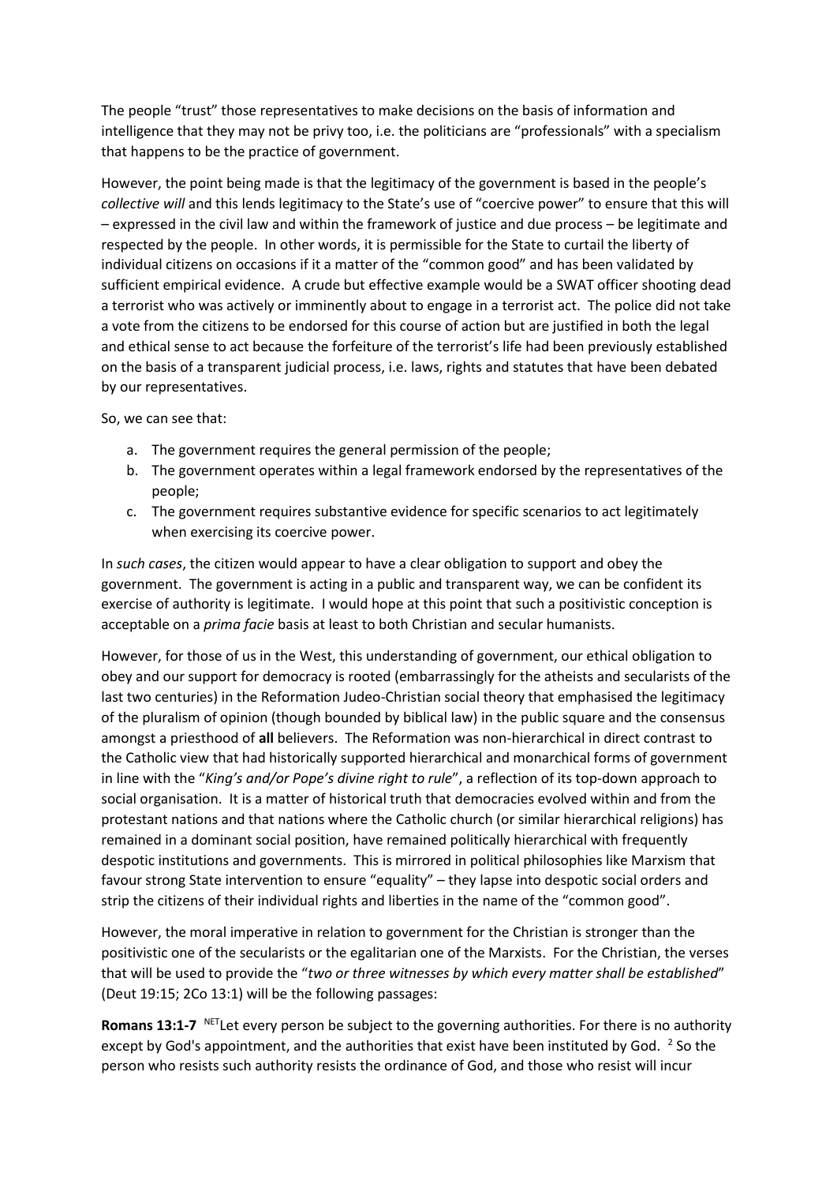The people "trust" those representatives to make decisions on the basis of information and intelligence that they may not be privy too, i.e. the politicians are "professionals" with a specialism that happens to be the practice of government.

However, the point being made is that the legitimacy of the government is based in the people's *collective will* and this lends legitimacy to the State's use of "coercive power" to ensure that this will – expressed in the civil law and within the framework of justice and due process – be legitimate and respected by the people. In other words, it is permissible for the State to curtail the liberty of individual citizens on occasions if it a matter of the "common good" and has been validated by sufficient empirical evidence. A crude but effective example would be a SWAT officer shooting dead a terrorist who was actively or imminently about to engage in a terrorist act. The police did not take a vote from the citizens to be endorsed for this course of action but are justified in both the legal and ethical sense to act because the forfeiture of the terrorist's life had been previously established on the basis of a transparent judicial process, i.e. laws, rights and statutes that have been debated by our representatives.

So, we can see that:

a. The government requires the general permission of the people;
b. The government operates within a legal framework endorsed by the representatives of the people;
c. The government requires substantive evidence for specific scenarios to act legitimately when exercising its coercive power.

In *such cases*, the citizen would appear to have a clear obligation to support and obey the government. The government is acting in a public and transparent way, we can be confident its exercise of authority is legitimate. I would hope at this point that such a positivistic conception is acceptable on a *prima facie* basis at least to both Christian and secular humanists.

However, for those of us in the West, this understanding of government, our ethical obligation to obey and our support for democracy is rooted (embarrassingly for the atheists and secularists of the last two centuries) in the Reformation Judeo-Christian social theory that emphasised the legitimacy of the pluralism of opinion (though bounded by biblical law) in the public square and the consensus amongst a priesthood of **all** believers. The Reformation was non-hierarchical in direct contrast to the Catholic view that had historically supported hierarchical and monarchical forms of government in line with the "*King's and/or Pope's divine right to rule*", a reflection of its top-down approach to social organisation. It is a matter of historical truth that democracies evolved within and from the protestant nations and that nations where the Catholic church (or similar hierarchical religions) has remained in a dominant social position, have remained politically hierarchical with frequently despotic institutions and governments. This is mirrored in political philosophies like Marxism that favour strong State intervention to ensure "equality" – they lapse into despotic social orders and strip the citizens of their individual rights and liberties in the name of the "common good".

However, the moral imperative in relation to government for the Christian is stronger than the positivistic one of the secularists or the egalitarian one of the Marxists. For the Christian, the verses that will be used to provide the "*two or three witnesses by which every matter shall be established*" (Deut 19:15; 2Co 13:1) will be the following passages:

**Romans 13:1-7** [NET]Let every person be subject to the governing authorities. For there is no authority except by God's appointment, and the authorities that exist have been instituted by God. [2] So the person who resists such authority resists the ordinance of God, and those who resist will incur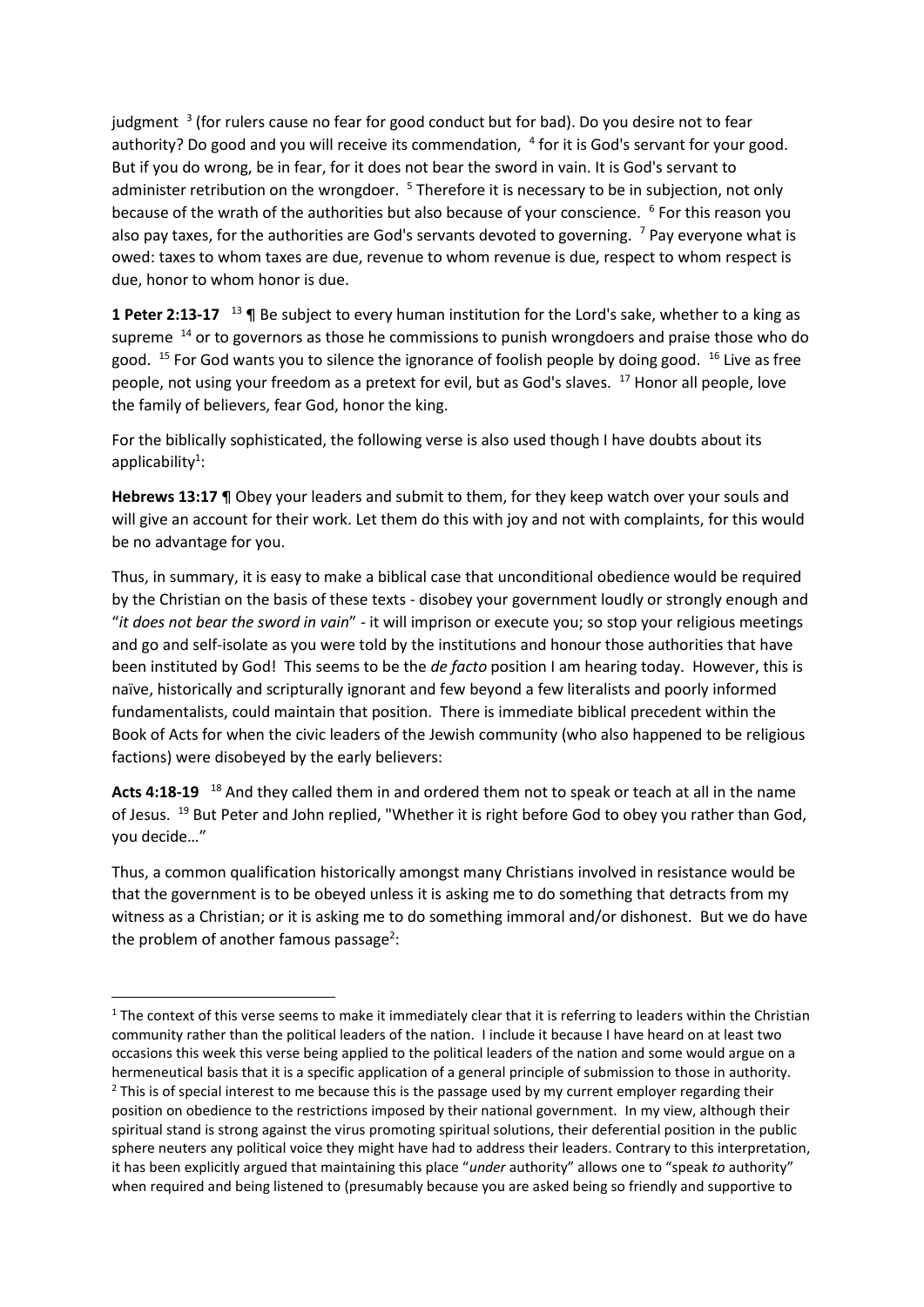judgment [3] (for rulers cause no fear for good conduct but for bad). Do you desire not to fear authority? Do good and you will receive its commendation, [4] for it is God's servant for your good. But if you do wrong, be in fear, for it does not bear the sword in vain. It is God's servant to administer retribution on the wrongdoer. [5] Therefore it is necessary to be in subjection, not only because of the wrath of the authorities but also because of your conscience. [6] For this reason you also pay taxes, for the authorities are God's servants devoted to governing. [7] Pay everyone what is owed: taxes to whom taxes are due, revenue to whom revenue is due, respect to whom respect is due, honor to whom honor is due.

**1 Peter 2:13-17** [13] ¶ Be subject to every human institution for the Lord's sake, whether to a king as supreme [14] or to governors as those he commissions to punish wrongdoers and praise those who do good. [15] For God wants you to silence the ignorance of foolish people by doing good. [16] Live as free people, not using your freedom as a pretext for evil, but as God's slaves. [17] Honor all people, love the family of believers, fear God, honor the king.

For the biblically sophisticated, the following verse is also used though I have doubts about its applicability[1]:

**Hebrews 13:17** ¶ Obey your leaders and submit to them, for they keep watch over your souls and will give an account for their work. Let them do this with joy and not with complaints, for this would be no advantage for you.

Thus, in summary, it is easy to make a biblical case that unconditional obedience would be required by the Christian on the basis of these texts - disobey your government loudly or strongly enough and "*it does not bear the sword in vain*" - it will imprison or execute you; so stop your religious meetings and go and self-isolate as you were told by the institutions and honour those authorities that have been instituted by God! This seems to be the *de facto* position I am hearing today. However, this is naïve, historically and scripturally ignorant and few beyond a few literalists and poorly informed fundamentalists, could maintain that position. There is immediate biblical precedent within the Book of Acts for when the civic leaders of the Jewish community (who also happened to be religious factions) were disobeyed by the early believers:

**Acts 4:18-19** [18] And they called them in and ordered them not to speak or teach at all in the name of Jesus. [19] But Peter and John replied, "Whether it is right before God to obey you rather than God, you decide…"

Thus, a common qualification historically amongst many Christians involved in resistance would be that the government is to be obeyed unless it is asking me to do something that detracts from my witness as a Christian; or it is asking me to do something immoral and/or dishonest. But we do have the problem of another famous passage[2]:

---

[1] The context of this verse seems to make it immediately clear that it is referring to leaders within the Christian community rather than the political leaders of the nation. I include it because I have heard on at least two occasions this week this verse being applied to the political leaders of the nation and some would argue on a hermeneutical basis that it is a specific application of a general principle of submission to those in authority.

[2] This is of special interest to me because this is the passage used by my current employer regarding their position on obedience to the restrictions imposed by their national government. In my view, although their spiritual stand is strong against the virus promoting spiritual solutions, their deferential position in the public sphere neuters any political voice they might have had to address their leaders. Contrary to this interpretation, it has been explicitly argued that maintaining this place "*under* authority" allows one to "speak *to* authority" when required and being listened to (presumably because you are asked being so friendly and supportive to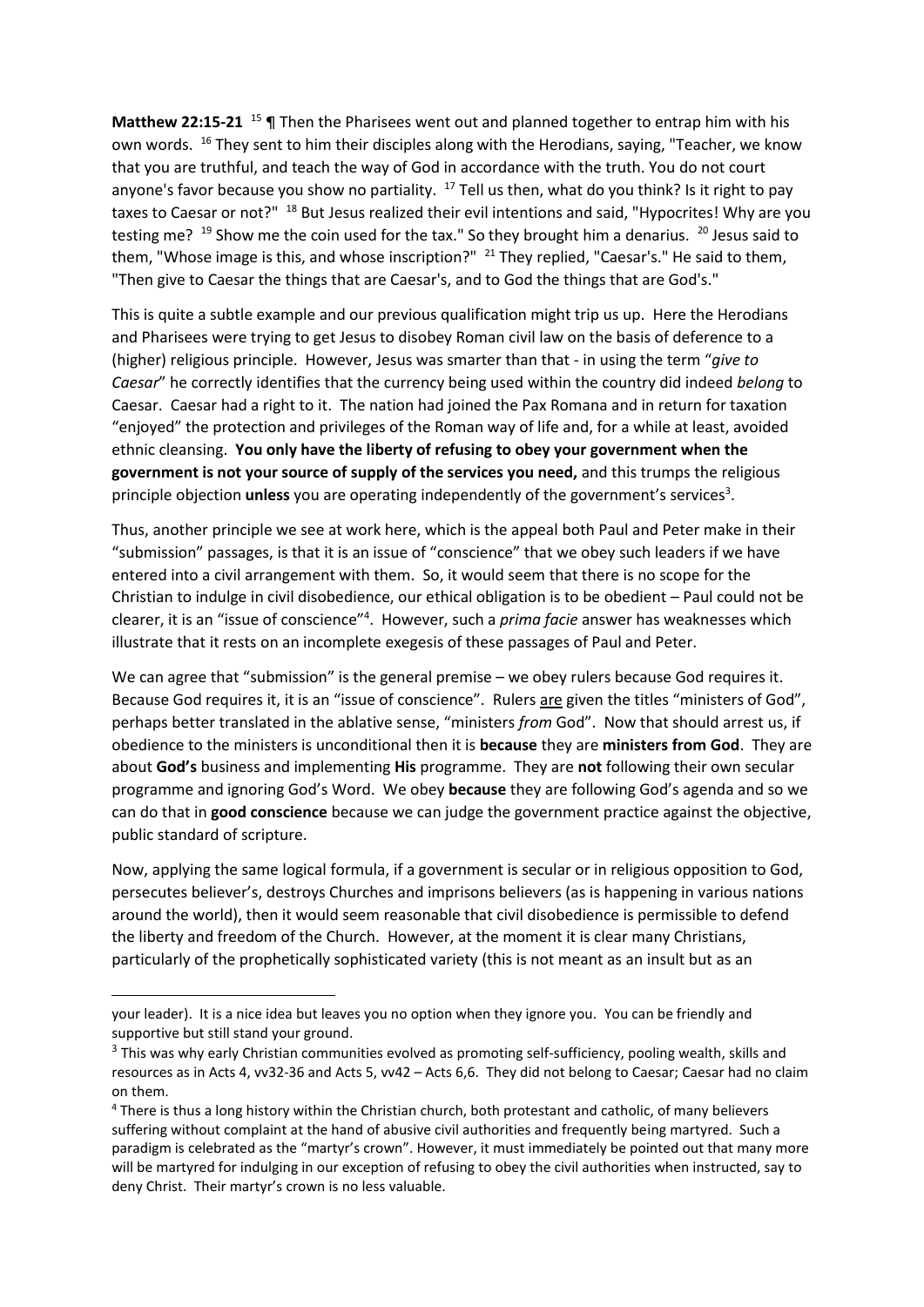**Matthew 22:15-21** [15] ¶ Then the Pharisees went out and planned together to entrap him with his own words. [16] They sent to him their disciples along with the Herodians, saying, "Teacher, we know that you are truthful, and teach the way of God in accordance with the truth. You do not court anyone's favor because you show no partiality. [17] Tell us then, what do you think? Is it right to pay taxes to Caesar or not?" [18] But Jesus realized their evil intentions and said, "Hypocrites! Why are you testing me? [19] Show me the coin used for the tax." So they brought him a denarius. [20] Jesus said to them, "Whose image is this, and whose inscription?" [21] They replied, "Caesar's." He said to them, "Then give to Caesar the things that are Caesar's, and to God the things that are God's."

This is quite a subtle example and our previous qualification might trip us up. Here the Herodians and Pharisees were trying to get Jesus to disobey Roman civil law on the basis of deference to a (higher) religious principle. However, Jesus was smarter than that - in using the term "*give to Caesar*" he correctly identifies that the currency being used within the country did indeed *belong* to Caesar. Caesar had a right to it. The nation had joined the Pax Romana and in return for taxation "enjoyed" the protection and privileges of the Roman way of life and, for a while at least, avoided ethnic cleansing. **You only have the liberty of refusing to obey your government when the government is not your source of supply of the services you need,** and this trumps the religious principle objection **unless** you are operating independently of the government's services[3].

Thus, another principle we see at work here, which is the appeal both Paul and Peter make in their "submission" passages, is that it is an issue of "conscience" that we obey such leaders if we have entered into a civil arrangement with them. So, it would seem that there is no scope for the Christian to indulge in civil disobedience, our ethical obligation is to be obedient – Paul could not be clearer, it is an "issue of conscience"[4]. However, such a *prima facie* answer has weaknesses which illustrate that it rests on an incomplete exegesis of these passages of Paul and Peter.

We can agree that "submission" is the general premise – we obey rulers because God requires it. Because God requires it, it is an "issue of conscience". Rulers <u>are</u> given the titles "ministers of God", perhaps better translated in the ablative sense, "ministers *from* God". Now that should arrest us, if obedience to the ministers is unconditional then it is **because** they are **ministers from God**. They are about **God's** business and implementing **His** programme. They are **not** following their own secular programme and ignoring God's Word. We obey **because** they are following God's agenda and so we can do that in **good conscience** because we can judge the government practice against the objective, public standard of scripture.

Now, applying the same logical formula, if a government is secular or in religious opposition to God, persecutes believer's, destroys Churches and imprisons believers (as is happening in various nations around the world), then it would seem reasonable that civil disobedience is permissible to defend the liberty and freedom of the Church. However, at the moment it is clear many Christians, particularly of the prophetically sophisticated variety (this is not meant as an insult but as an

---

your leader). It is a nice idea but leaves you no option when they ignore you. You can be friendly and supportive but still stand your ground.

[3] This was why early Christian communities evolved as promoting self-sufficiency, pooling wealth, skills and resources as in Acts 4, vv32-36 and Acts 5, vv42 – Acts 6,6. They did not belong to Caesar; Caesar had no claim on them.

[4] There is thus a long history within the Christian church, both protestant and catholic, of many believers suffering without complaint at the hand of abusive civil authorities and frequently being martyred. Such a paradigm is celebrated as the "martyr's crown". However, it must immediately be pointed out that many more will be martyred for indulging in our exception of refusing to obey the civil authorities when instructed, say to deny Christ. Their martyr's crown is no less valuable.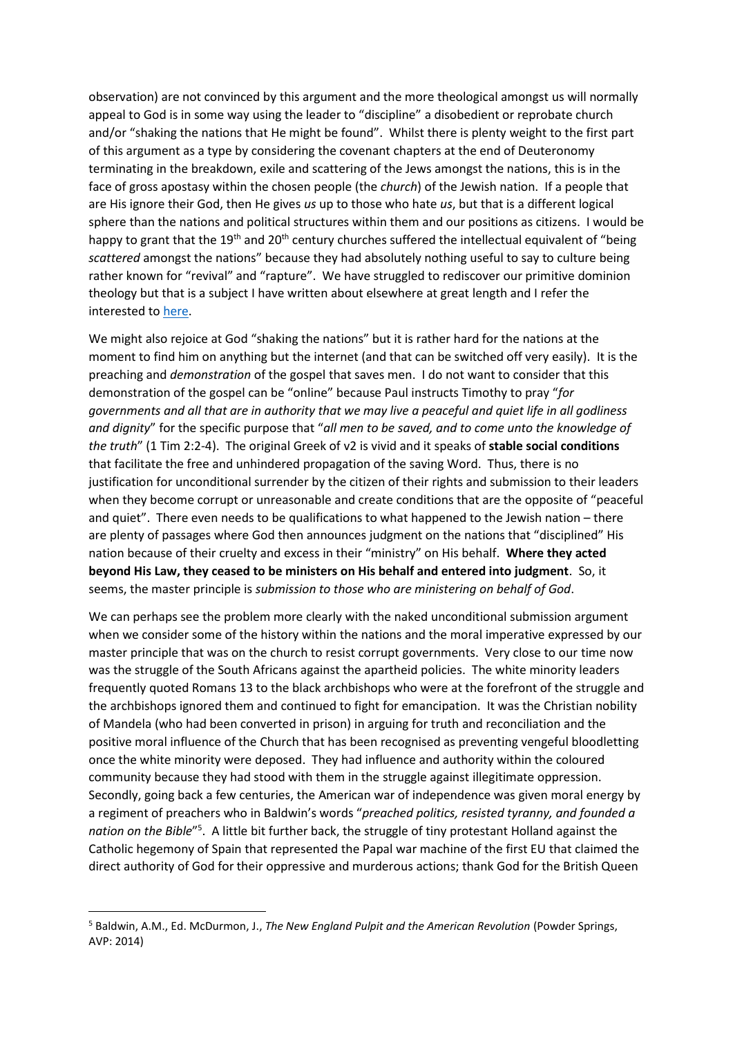observation) are not convinced by this argument and the more theological amongst us will normally appeal to God is in some way using the leader to "discipline" a disobedient or reprobate church and/or "shaking the nations that He might be found". Whilst there is plenty weight to the first part of this argument as a type by considering the covenant chapters at the end of Deuteronomy terminating in the breakdown, exile and scattering of the Jews amongst the nations, this is in the face of gross apostasy within the chosen people (the *church*) of the Jewish nation. If a people that are His ignore their God, then He gives *us* up to those who hate *us*, but that is a different logical sphere than the nations and political structures within them and our positions as citizens. I would be happy to grant that the 19th and 20th century churches suffered the intellectual equivalent of "being *scattered* amongst the nations" because they had absolutely nothing useful to say to culture being rather known for "revival" and "rapture". We have struggled to rediscover our primitive dominion theology but that is a subject I have written about elsewhere at great length and I refer the interested to here.

We might also rejoice at God "shaking the nations" but it is rather hard for the nations at the moment to find him on anything but the internet (and that can be switched off very easily). It is the preaching and *demonstration* of the gospel that saves men. I do not want to consider that this demonstration of the gospel can be "online" because Paul instructs Timothy to pray "*for governments and all that are in authority that we may live a peaceful and quiet life in all godliness and dignity*" for the specific purpose that "*all men to be saved, and to come unto the knowledge of the truth*" (1 Tim 2:2-4). The original Greek of v2 is vivid and it speaks of **stable social conditions** that facilitate the free and unhindered propagation of the saving Word. Thus, there is no justification for unconditional surrender by the citizen of their rights and submission to their leaders when they become corrupt or unreasonable and create conditions that are the opposite of "peaceful and quiet". There even needs to be qualifications to what happened to the Jewish nation – there are plenty of passages where God then announces judgment on the nations that "disciplined" His nation because of their cruelty and excess in their "ministry" on His behalf. **Where they acted beyond His Law, they ceased to be ministers on His behalf and entered into judgment**. So, it seems, the master principle is *submission to those who are ministering on behalf of God*.

We can perhaps see the problem more clearly with the naked unconditional submission argument when we consider some of the history within the nations and the moral imperative expressed by our master principle that was on the church to resist corrupt governments. Very close to our time now was the struggle of the South Africans against the apartheid policies. The white minority leaders frequently quoted Romans 13 to the black archbishops who were at the forefront of the struggle and the archbishops ignored them and continued to fight for emancipation. It was the Christian nobility of Mandela (who had been converted in prison) in arguing for truth and reconciliation and the positive moral influence of the Church that has been recognised as preventing vengeful bloodletting once the white minority were deposed. They had influence and authority within the coloured community because they had stood with them in the struggle against illegitimate oppression. Secondly, going back a few centuries, the American war of independence was given moral energy by a regiment of preachers who in Baldwin's words "*preached politics, resisted tyranny, and founded a nation on the Bible*"[5]. A little bit further back, the struggle of tiny protestant Holland against the Catholic hegemony of Spain that represented the Papal war machine of the first EU that claimed the direct authority of God for their oppressive and murderous actions; thank God for the British Queen

[5] Baldwin, A.M., Ed. McDurmon, J., *The New England Pulpit and the American Revolution* (Powder Springs, AVP: 2014)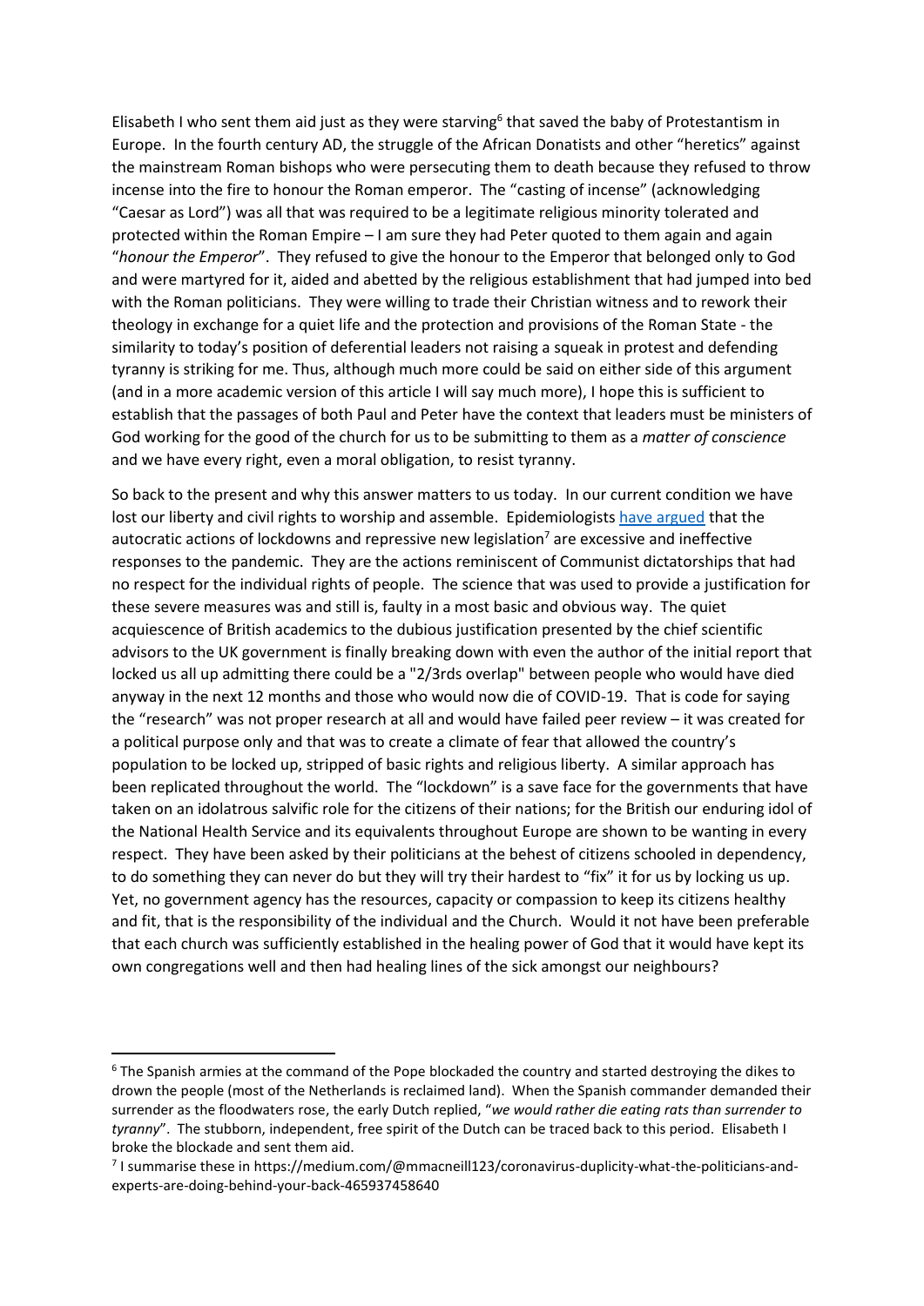Elisabeth I who sent them aid just as they were starving[6] that saved the baby of Protestantism in Europe. In the fourth century AD, the struggle of the African Donatists and other "heretics" against the mainstream Roman bishops who were persecuting them to death because they refused to throw incense into the fire to honour the Roman emperor. The "casting of incense" (acknowledging "Caesar as Lord") was all that was required to be a legitimate religious minority tolerated and protected within the Roman Empire – I am sure they had Peter quoted to them again and again "*honour the Emperor*". They refused to give the honour to the Emperor that belonged only to God and were martyred for it, aided and abetted by the religious establishment that had jumped into bed with the Roman politicians. They were willing to trade their Christian witness and to rework their theology in exchange for a quiet life and the protection and provisions of the Roman State - the similarity to today's position of deferential leaders not raising a squeak in protest and defending tyranny is striking for me. Thus, although much more could be said on either side of this argument (and in a more academic version of this article I will say much more), I hope this is sufficient to establish that the passages of both Paul and Peter have the context that leaders must be ministers of God working for the good of the church for us to be submitting to them as a *matter of conscience* and we have every right, even a moral obligation, to resist tyranny.

So back to the present and why this answer matters to us today. In our current condition we have lost our liberty and civil rights to worship and assemble. Epidemiologists have argued that the autocratic actions of lockdowns and repressive new legislation[7] are excessive and ineffective responses to the pandemic. They are the actions reminiscent of Communist dictatorships that had no respect for the individual rights of people. The science that was used to provide a justification for these severe measures was and still is, faulty in a most basic and obvious way. The quiet acquiescence of British academics to the dubious justification presented by the chief scientific advisors to the UK government is finally breaking down with even the author of the initial report that locked us all up admitting there could be a "2/3rds overlap" between people who would have died anyway in the next 12 months and those who would now die of COVID-19. That is code for saying the "research" was not proper research at all and would have failed peer review – it was created for a political purpose only and that was to create a climate of fear that allowed the country's population to be locked up, stripped of basic rights and religious liberty. A similar approach has been replicated throughout the world. The "lockdown" is a save face for the governments that have taken on an idolatrous salvific role for the citizens of their nations; for the British our enduring idol of the National Health Service and its equivalents throughout Europe are shown to be wanting in every respect. They have been asked by their politicians at the behest of citizens schooled in dependency, to do something they can never do but they will try their hardest to "fix" it for us by locking us up. Yet, no government agency has the resources, capacity or compassion to keep its citizens healthy and fit, that is the responsibility of the individual and the Church. Would it not have been preferable that each church was sufficiently established in the healing power of God that it would have kept its own congregations well and then had healing lines of the sick amongst our neighbours?

---

[6] The Spanish armies at the command of the Pope blockaded the country and started destroying the dikes to drown the people (most of the Netherlands is reclaimed land). When the Spanish commander demanded their surrender as the floodwaters rose, the early Dutch replied, "*we would rather die eating rats than surrender to tyranny*". The stubborn, independent, free spirit of the Dutch can be traced back to this period. Elisabeth I broke the blockade and sent them aid.

[7] I summarise these in https://medium.com/@mmacneill123/coronavirus-duplicity-what-the-politicians-and-experts-are-doing-behind-your-back-465937458640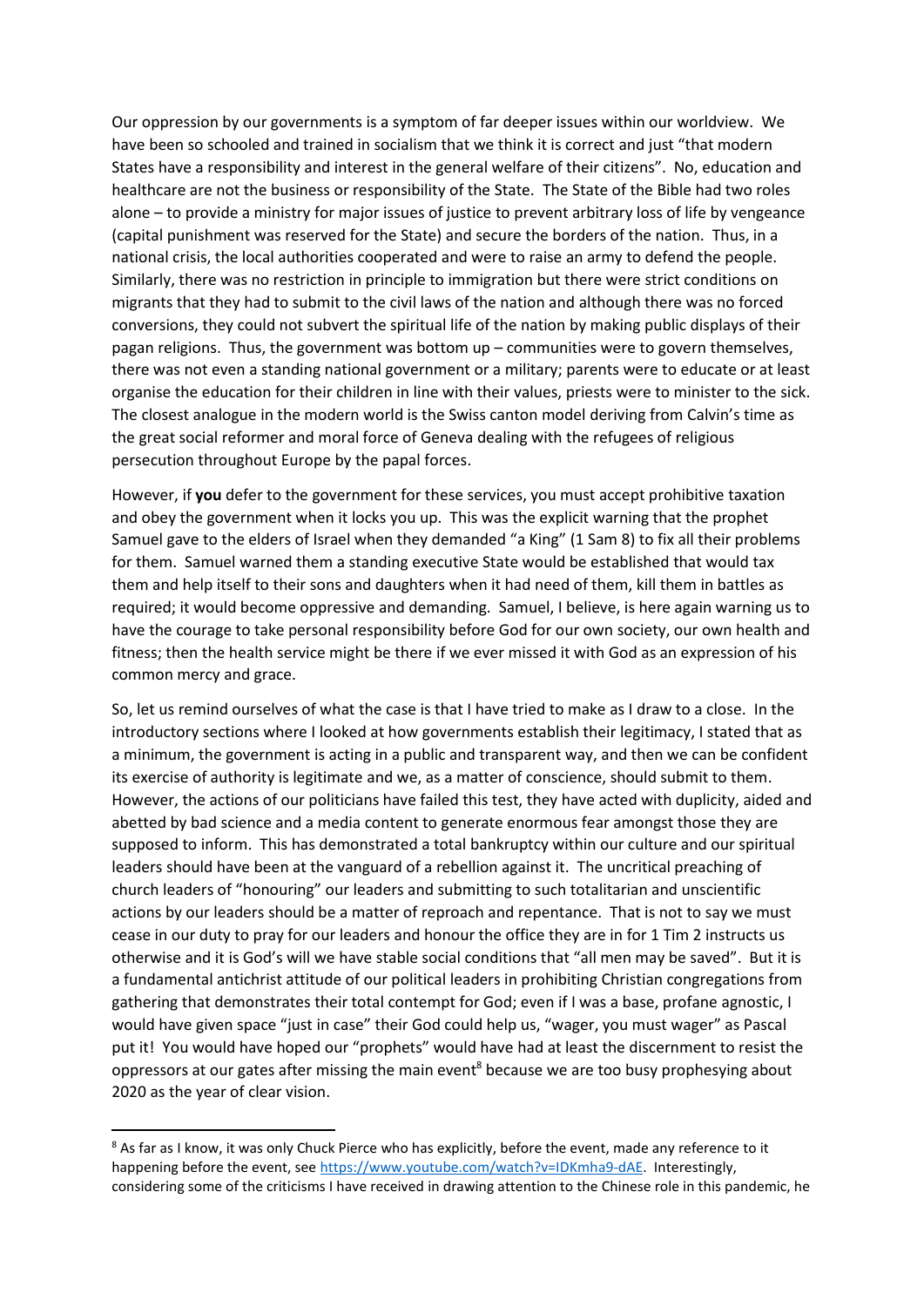Our oppression by our governments is a symptom of far deeper issues within our worldview. We have been so schooled and trained in socialism that we think it is correct and just "that modern States have a responsibility and interest in the general welfare of their citizens". No, education and healthcare are not the business or responsibility of the State. The State of the Bible had two roles alone – to provide a ministry for major issues of justice to prevent arbitrary loss of life by vengeance (capital punishment was reserved for the State) and secure the borders of the nation. Thus, in a national crisis, the local authorities cooperated and were to raise an army to defend the people. Similarly, there was no restriction in principle to immigration but there were strict conditions on migrants that they had to submit to the civil laws of the nation and although there was no forced conversions, they could not subvert the spiritual life of the nation by making public displays of their pagan religions. Thus, the government was bottom up – communities were to govern themselves, there was not even a standing national government or a military; parents were to educate or at least organise the education for their children in line with their values, priests were to minister to the sick. The closest analogue in the modern world is the Swiss canton model deriving from Calvin's time as the great social reformer and moral force of Geneva dealing with the refugees of religious persecution throughout Europe by the papal forces.

However, if **you** defer to the government for these services, you must accept prohibitive taxation and obey the government when it locks you up. This was the explicit warning that the prophet Samuel gave to the elders of Israel when they demanded "a King" (1 Sam 8) to fix all their problems for them. Samuel warned them a standing executive State would be established that would tax them and help itself to their sons and daughters when it had need of them, kill them in battles as required; it would become oppressive and demanding. Samuel, I believe, is here again warning us to have the courage to take personal responsibility before God for our own society, our own health and fitness; then the health service might be there if we ever missed it with God as an expression of his common mercy and grace.

So, let us remind ourselves of what the case is that I have tried to make as I draw to a close. In the introductory sections where I looked at how governments establish their legitimacy, I stated that as a minimum, the government is acting in a public and transparent way, and then we can be confident its exercise of authority is legitimate and we, as a matter of conscience, should submit to them. However, the actions of our politicians have failed this test, they have acted with duplicity, aided and abetted by bad science and a media content to generate enormous fear amongst those they are supposed to inform. This has demonstrated a total bankruptcy within our culture and our spiritual leaders should have been at the vanguard of a rebellion against it. The uncritical preaching of church leaders of "honouring" our leaders and submitting to such totalitarian and unscientific actions by our leaders should be a matter of reproach and repentance. That is not to say we must cease in our duty to pray for our leaders and honour the office they are in for 1 Tim 2 instructs us otherwise and it is God's will we have stable social conditions that "all men may be saved". But it is a fundamental antichrist attitude of our political leaders in prohibiting Christian congregations from gathering that demonstrates their total contempt for God; even if I was a base, profane agnostic, I would have given space "just in case" their God could help us, "wager, you must wager" as Pascal put it! You would have hoped our "prophets" would have had at least the discernment to resist the oppressors at our gates after missing the main event[8] because we are too busy prophesying about 2020 as the year of clear vision.

[8] As far as I know, it was only Chuck Pierce who has explicitly, before the event, made any reference to it happening before the event, see https://www.youtube.com/watch?v=IDKmha9-dAE. Interestingly, considering some of the criticisms I have received in drawing attention to the Chinese role in this pandemic, he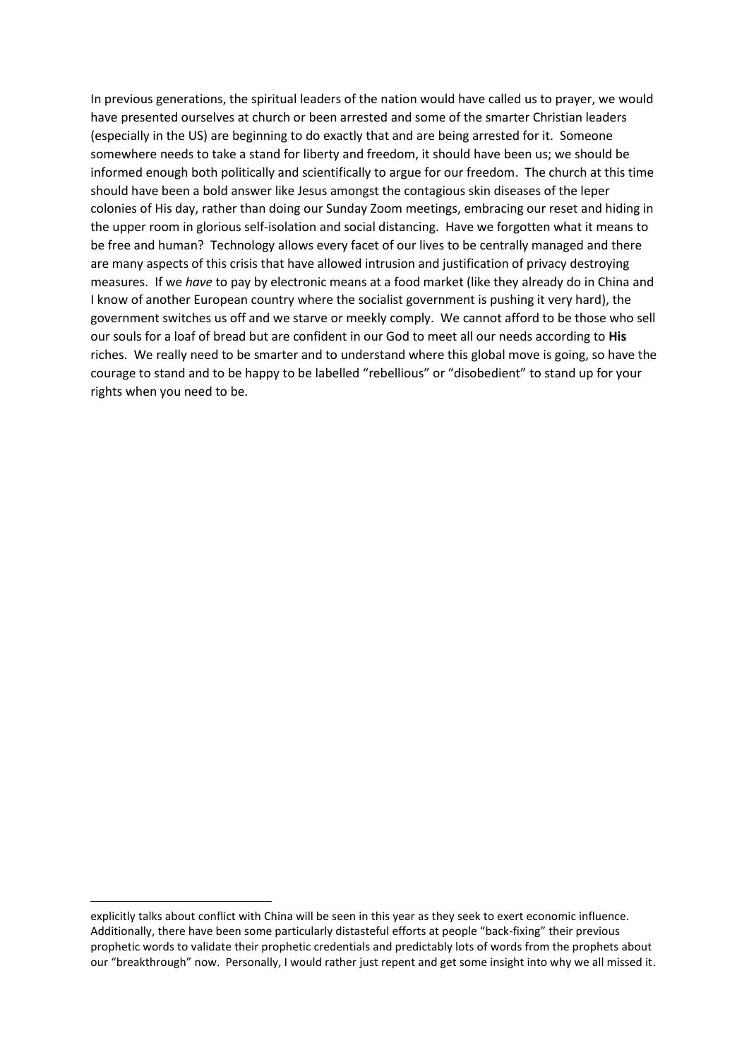In previous generations, the spiritual leaders of the nation would have called us to prayer, we would have presented ourselves at church or been arrested and some of the smarter Christian leaders (especially in the US) are beginning to do exactly that and are being arrested for it. Someone somewhere needs to take a stand for liberty and freedom, it should have been us; we should be informed enough both politically and scientifically to argue for our freedom. The church at this time should have been a bold answer like Jesus amongst the contagious skin diseases of the leper colonies of His day, rather than doing our Sunday Zoom meetings, embracing our reset and hiding in the upper room in glorious self-isolation and social distancing. Have we forgotten what it means to be free and human? Technology allows every facet of our lives to be centrally managed and there are many aspects of this crisis that have allowed intrusion and justification of privacy destroying measures. If we *have* to pay by electronic means at a food market (like they already do in China and I know of another European country where the socialist government is pushing it very hard), the government switches us off and we starve or meekly comply. We cannot afford to be those who sell our souls for a loaf of bread but are confident in our God to meet all our needs according to **His** riches. We really need to be smarter and to understand where this global move is going, so have the courage to stand and to be happy to be labelled "rebellious" or "disobedient" to stand up for your rights when you need to be.

---

explicitly talks about conflict with China will be seen in this year as they seek to exert economic influence. Additionally, there have been some particularly distasteful efforts at people "back-fixing" their previous prophetic words to validate their prophetic credentials and predictably lots of words from the prophets about our "breakthrough" now. Personally, I would rather just repent and get some insight into why we all missed it.